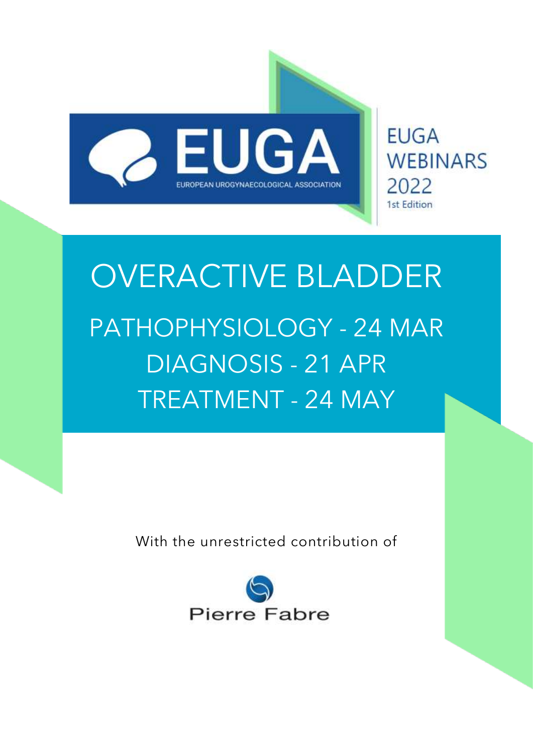EUGA

EUROPEAN UROGYNAECOLOGICAL ASSOCIATION

EUGA WEBINARS 2022

1st Edition

# OVERACTIVE BLADDER

## PATHOPHYSIOLOGY - 24 MAR

## DIAGNOSIS - 21 APR

## TREATMENT - 24 MAY

With the unrestricted contribution of

Pierre Fabre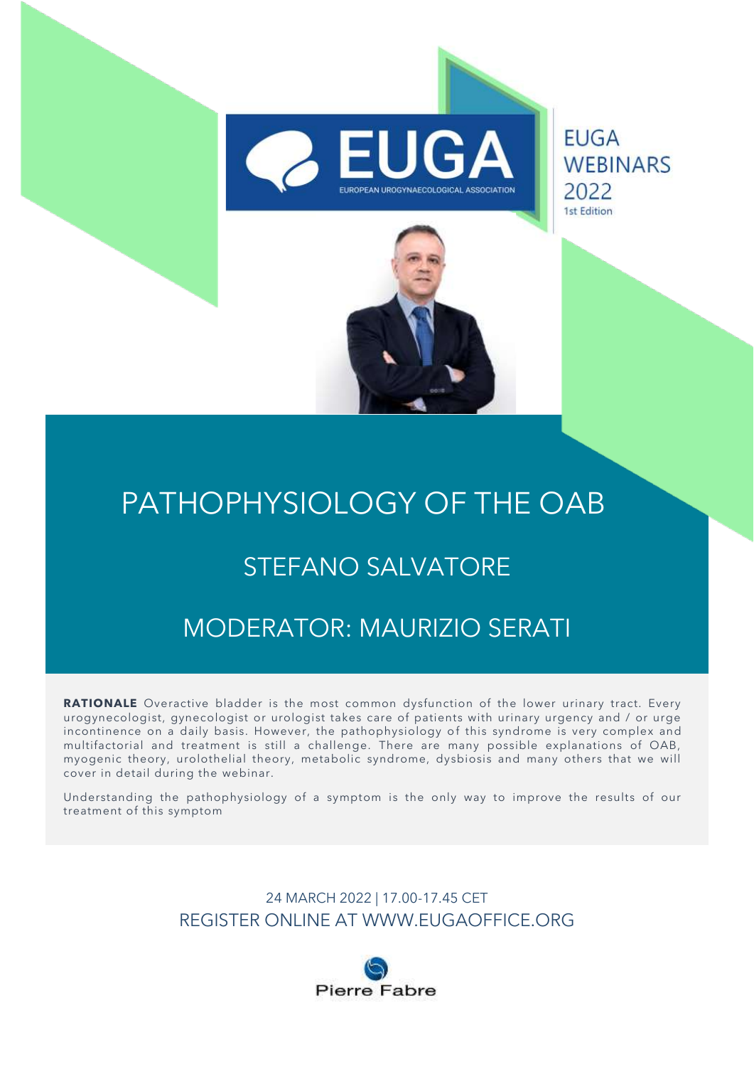EUGA

EUROPEAN UROGYNAECOLOGICAL ASSOCIATION

EUGA WEBINARS 2022

1st Edition

# PATHOPHYSIOLOGY OF THE OAB

## STEFANO SALVATORE

## MODERATOR: MAURIZIO SERATI

**RATIONALE** Overactive bladder is the most common dysfunction of the lower urinary tract. Every urogynecologist, gynecologist or urologist takes care of patients with urinary urgency and / or urge incontinence on a daily basis. However, the pathophysiology of this syndrome is very complex and multifactorial and treatment is still a challenge. There are many possible explanations of OAB, myogenic theory, urolothelial theory, metabolic syndrome, dysbiosis and many others that we will cover in detail during the webinar.

Understanding the pathophysiology of a symptom is the only way to improve the results of our treatment of this symptom

24 MARCH 2022 | 17.00-17.45 CET

REGISTER ONLINE AT WWW.EUGAOFFICE.ORG

Pierre Fabre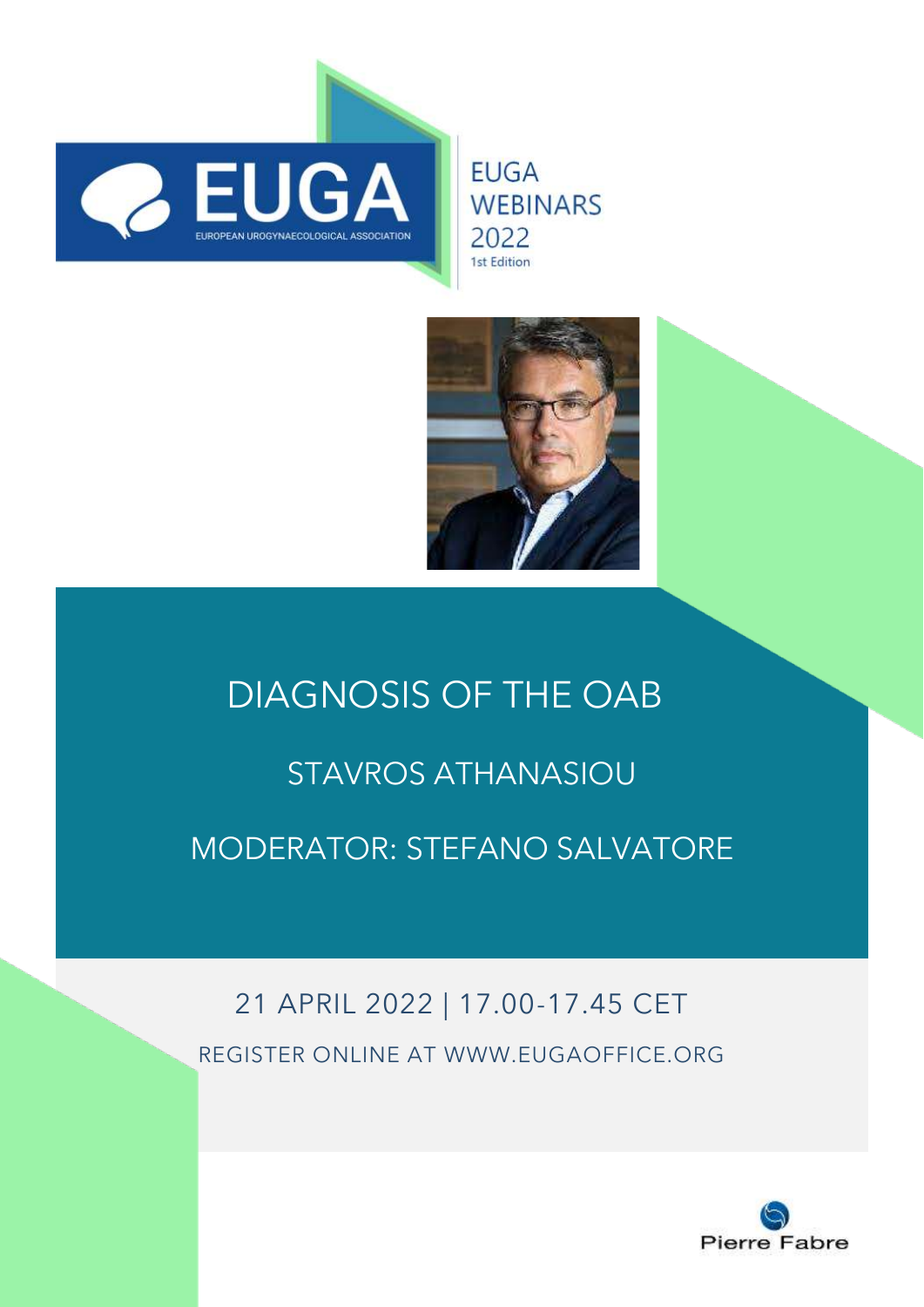EUGA

EUROPEAN UROGYNAECOLOGICAL ASSOCIATION

EUGA WEBINARS 2022

1st Edition

# DIAGNOSIS OF THE OAB

## STAVROS ATHANASIOU

## MODERATOR: STEFANO SALVATORE

21 APRIL 2022 | 17.00-17.45 CET

REGISTER ONLINE AT WWW.EUGAOFFICE.ORG

Pierre Fabre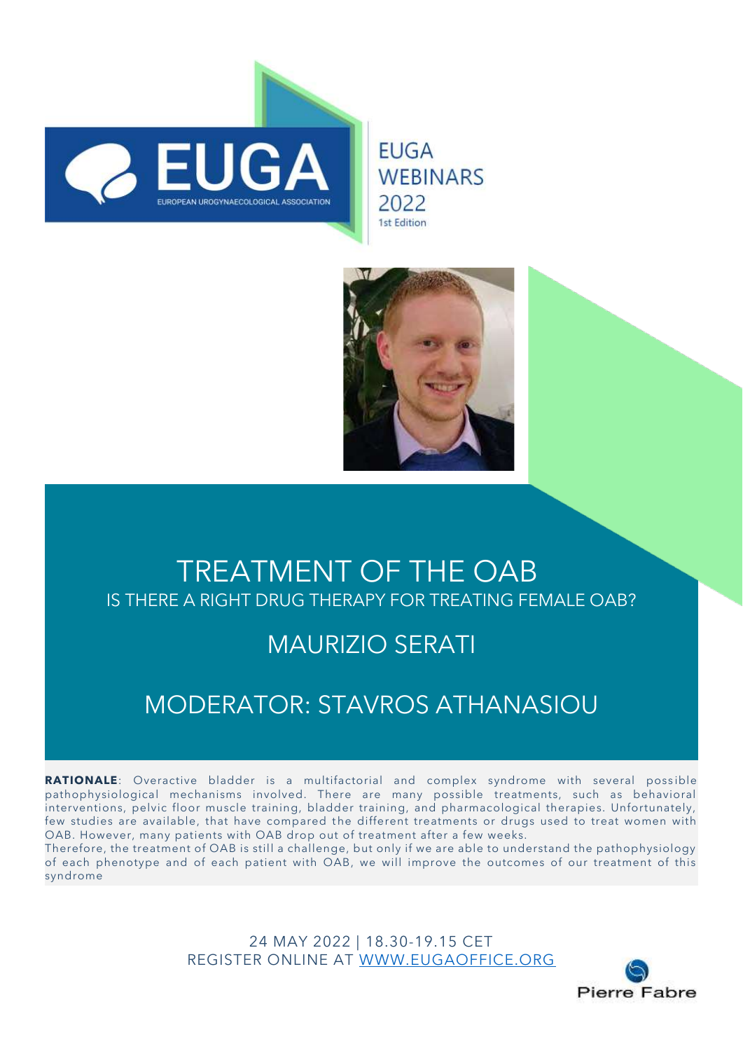EUGA

EUROPEAN UROGYNAECOLOGICAL ASSOCIATION

EUGA WEBINARS 2022
1st Edition

# TREATMENT OF THE OAB

## IS THERE A RIGHT DRUG THERAPY FOR TREATING FEMALE OAB?

## MAURIZIO SERATI

## MODERATOR: STAVROS ATHANASIOU

**RATIONALE**: Overactive bladder is a multifactorial and complex syndrome with several possible pathophysiological mechanisms involved. There are many possible treatments, such as behavioral interventions, pelvic floor muscle training, bladder training, and pharmacological therapies. Unfortunately, few studies are available, that have compared the different treatments or drugs used to treat women with OAB. However, many patients with OAB drop out of treatment after a few weeks.
Therefore, the treatment of OAB is still a challenge, but only if we are able to understand the pathophysiology of each phenotype and of each patient with OAB, we will improve the outcomes of our treatment of this syndrome

24 MAY 2022 | 18.30-19.15 CET
REGISTER ONLINE AT WWW.EUGAOFFICE.ORG

Pierre Fabre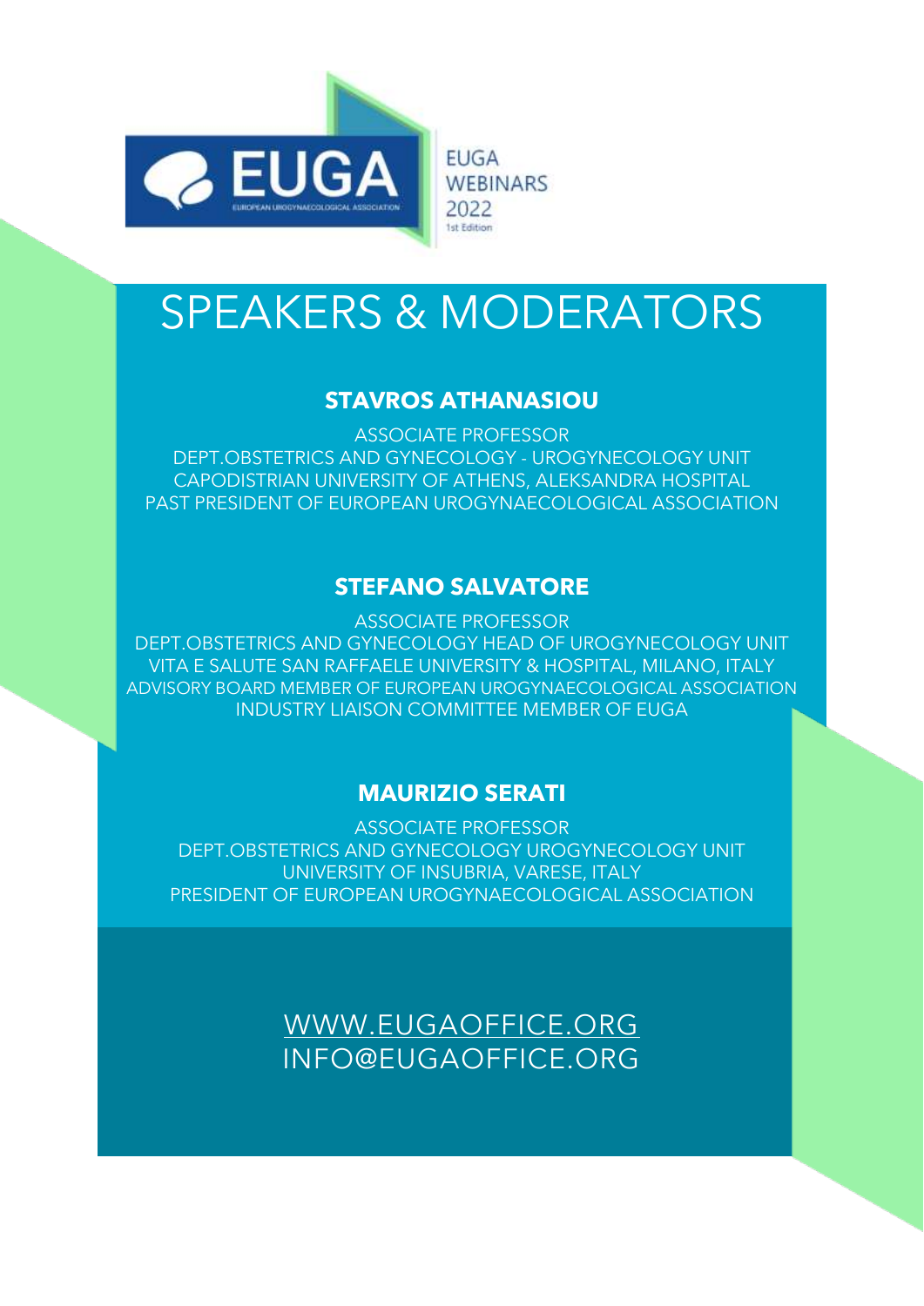EUGA
EUROPEAN UROGYNAECOLOGICAL ASSOCIATION

EUGA WEBINARS 2022
1st Edition

# SPEAKERS & MODERATORS

**STAVROS ATHANASIOU**

ASSOCIATE PROFESSOR
DEPT.OBSTETRICS AND GYNECOLOGY - UROGYNECOLOGY UNIT
CAPODISTRIAN UNIVERSITY OF ATHENS, ALEKSANDRA HOSPITAL
PAST PRESIDENT OF EUROPEAN UROGYNAECOLOGICAL ASSOCIATION

**STEFANO SALVATORE**

ASSOCIATE PROFESSOR
DEPT.OBSTETRICS AND GYNECOLOGY HEAD OF UROGYNECOLOGY UNIT
VITA E SALUTE SAN RAFFAELE UNIVERSITY & HOSPITAL, MILANO, ITALY
ADVISORY BOARD MEMBER OF EUROPEAN UROGYNAECOLOGICAL ASSOCIATION
INDUSTRY LIAISON COMMITTEE MEMBER OF EUGA

**MAURIZIO SERATI**

ASSOCIATE PROFESSOR
DEPT.OBSTETRICS AND GYNECOLOGY UROGYNECOLOGY UNIT
UNIVERSITY OF INSUBRIA, VARESE, ITALY
PRESIDENT OF EUROPEAN UROGYNAECOLOGICAL ASSOCIATION

WWW.EUGAOFFICE.ORG
INFO@EUGAOFFICE.ORG